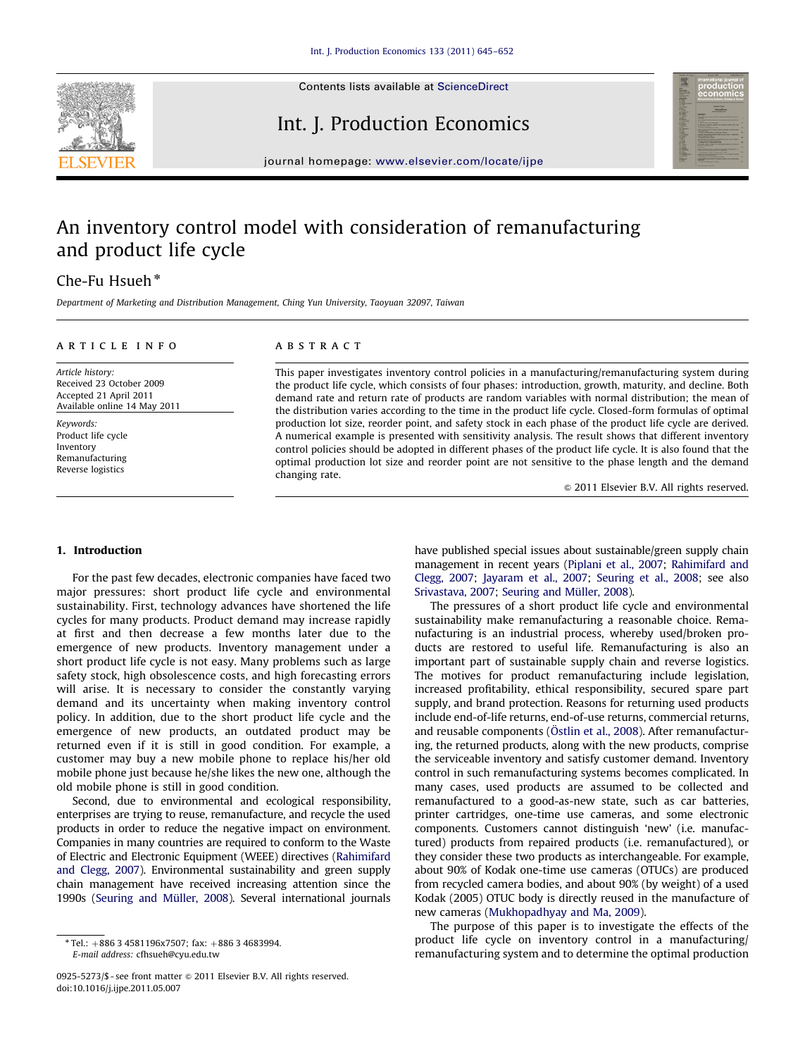# An inventory control model with consideration of remanufacturing and product life cycle

Che-Fu Hsueh *

*Department of Marketing and Distribution Management, Ching Yun University, Taoyuan 32097, Taiwan*

## ARTICLE INFO

*Article history:*
Received 23 October 2009
Accepted 21 April 2011
Available online 14 May 2011

*Keywords:*
Product life cycle
Inventory
Remanufacturing
Reverse logistics

## ABSTRACT

This paper investigates inventory control policies in a manufacturing/remanufacturing system during the product life cycle, which consists of four phases: introduction, growth, maturity, and decline. Both demand rate and return rate of products are random variables with normal distribution; the mean of the distribution varies according to the time in the product life cycle. Closed-form formulas of optimal production lot size, reorder point, and safety stock in each phase of the product life cycle are derived. A numerical example is presented with sensitivity analysis. The result shows that different inventory control policies should be adopted in different phases of the product life cycle. It is also found that the optimal production lot size and reorder point are not sensitive to the phase length and the demand changing rate.

© 2011 Elsevier B.V. All rights reserved.

## 1. Introduction

For the past few decades, electronic companies have faced two major pressures: short product life cycle and environmental sustainability. First, technology advances have shortened the life cycles for many products. Product demand may increase rapidly at first and then decrease a few months later due to the emergence of new products. Inventory management under a short product life cycle is not easy. Many problems such as large safety stock, high obsolescence costs, and high forecasting errors will arise. It is necessary to consider the constantly varying demand and its uncertainty when making inventory control policy. In addition, due to the short product life cycle and the emergence of new products, an outdated product may be returned even if it is still in good condition. For example, a customer may buy a new mobile phone to replace his/her old mobile phone just because he/she likes the new one, although the old mobile phone is still in good condition.

Second, due to environmental and ecological responsibility, enterprises are trying to reuse, remanufacture, and recycle the used products in order to reduce the negative impact on environment. Companies in many countries are required to conform to the Waste of Electric and Electronic Equipment (WEEE) directives (Rahimifard and Clegg, 2007). Environmental sustainability and green supply chain management have received increasing attention since the 1990s (Seuring and Müller, 2008). Several international journals have published special issues about sustainable/green supply chain management in recent years (Piplani et al., 2007; Rahimifard and Clegg, 2007; Jayaram et al., 2007; Seuring et al., 2008; see also Srivastava, 2007; Seuring and Müller, 2008).

The pressures of a short product life cycle and environmental sustainability make remanufacturing a reasonable choice. Remanufacturing is an industrial process, whereby used/broken products are restored to useful life. Remanufacturing is also an important part of sustainable supply chain and reverse logistics. The motives for product remanufacturing include legislation, increased profitability, ethical responsibility, secured spare part supply, and brand protection. Reasons for returning used products include end-of-life returns, end-of-use returns, commercial returns, and reusable components (Östlin et al., 2008). After remanufacturing, the returned products, along with the new products, comprise the serviceable inventory and satisfy customer demand. Inventory control in such remanufacturing systems becomes complicated. In many cases, used products are assumed to be collected and remanufactured to a good-as-new state, such as car batteries, printer cartridges, one-time use cameras, and some electronic components. Customers cannot distinguish 'new' (i.e. manufactured) products from repaired products (i.e. remanufactured), or they consider these two products as interchangeable. For example, about 90% of Kodak one-time use cameras (OTUCs) are produced from recycled camera bodies, and about 90% (by weight) of a used Kodak (2005) OTUC body is directly reused in the manufacture of new cameras (Mukhopadhyay and Ma, 2009).

The purpose of this paper is to investigate the effects of the product life cycle on inventory control in a manufacturing/remanufacturing system and to determine the optimal production

* Tel.: +886 3 4581196x7507; fax: +886 3 4683994.
E-mail address: cfhsueh@cyu.edu.tw

0925-5273/$ - see front matter © 2011 Elsevier B.V. All rights reserved.
doi:10.1016/j.ijpe.2011.05.007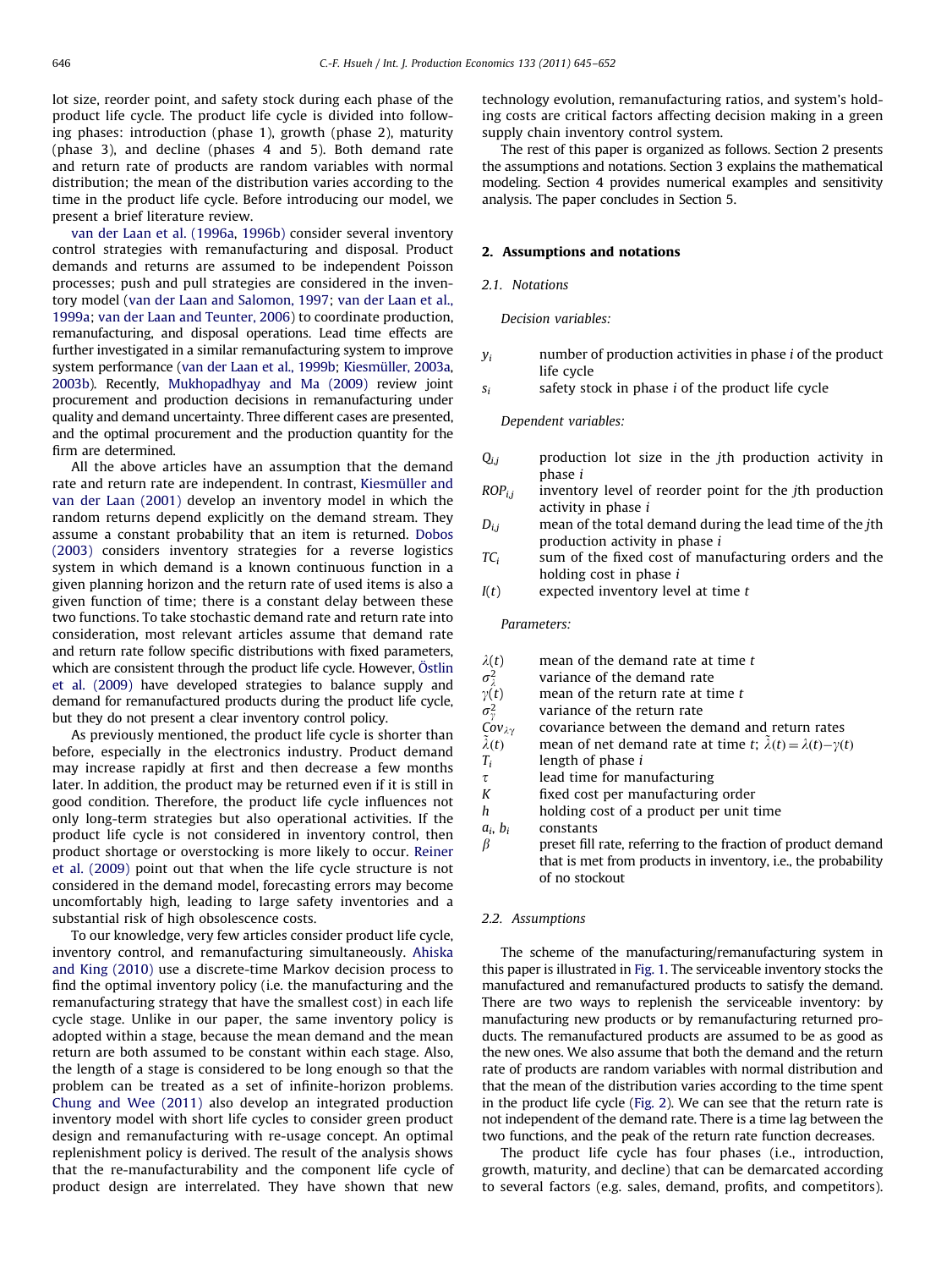lot size, reorder point, and safety stock during each phase of the product life cycle. The product life cycle is divided into following phases: introduction (phase 1), growth (phase 2), maturity (phase 3), and decline (phases 4 and 5). Both demand rate and return rate of products are random variables with normal distribution; the mean of the distribution varies according to the time in the product life cycle. Before introducing our model, we present a brief literature review.

van der Laan et al. (1996a, 1996b) consider several inventory control strategies with remanufacturing and disposal. Product demands and returns are assumed to be independent Poisson processes; push and pull strategies are considered in the inventory model (van der Laan and Salomon, 1997; van der Laan et al., 1999a; van der Laan and Teunter, 2006) to coordinate production, remanufacturing, and disposal operations. Lead time effects are further investigated in a similar remanufacturing system to improve system performance (van der Laan et al., 1999b; Kiesmüller, 2003a, 2003b). Recently, Mukhopadhyay and Ma (2009) review joint procurement and production decisions in remanufacturing under quality and demand uncertainty. Three different cases are presented, and the optimal procurement and the production quantity for the firm are determined.

All the above articles have an assumption that the demand rate and return rate are independent. In contrast, Kiesmüller and van der Laan (2001) develop an inventory model in which the random returns depend explicitly on the demand stream. They assume a constant probability that an item is returned. Dobos (2003) considers inventory strategies for a reverse logistics system in which demand is a known continuous function in a given planning horizon and the return rate of used items is also a given function of time; there is a constant delay between these two functions. To take stochastic demand rate and return rate into consideration, most relevant articles assume that demand rate and return rate follow specific distributions with fixed parameters, which are consistent through the product life cycle. However, Östlin et al. (2009) have developed strategies to balance supply and demand for remanufactured products during the product life cycle, but they do not present a clear inventory control policy.

As previously mentioned, the product life cycle is shorter than before, especially in the electronics industry. Product demand may increase rapidly at first and then decrease a few months later. In addition, the product may be returned even if it is still in good condition. Therefore, the product life cycle influences not only long-term strategies but also operational activities. If the product life cycle is not considered in inventory control, then product shortage or overstocking is more likely to occur. Reiner et al. (2009) point out that when the life cycle structure is not considered in the demand model, forecasting errors may become uncomfortably high, leading to large safety inventories and a substantial risk of high obsolescence costs.

To our knowledge, very few articles consider product life cycle, inventory control, and remanufacturing simultaneously. Ahiska and King (2010) use a discrete-time Markov decision process to find the optimal inventory policy (i.e. the manufacturing and the remanufacturing strategy that have the smallest cost) in each life cycle stage. Unlike in our paper, the same inventory policy is adopted within a stage, because the mean demand and the mean return are both assumed to be constant within each stage. Also, the length of a stage is considered to be long enough so that the problem can be treated as a set of infinite-horizon problems. Chung and Wee (2011) also develop an integrated production inventory model with short life cycles to consider green product design and remanufacturing with re-usage concept. An optimal replenishment policy is derived. The result of the analysis shows that the re-manufacturability and the component life cycle of product design are interrelated. They have shown that new technology evolution, remanufacturing ratios, and system's holding costs are critical factors affecting decision making in a green supply chain inventory control system.

The rest of this paper is organized as follows. Section 2 presents the assumptions and notations. Section 3 explains the mathematical modeling. Section 4 provides numerical examples and sensitivity analysis. The paper concludes in Section 5.

## 2. Assumptions and notations

### 2.1. Notations

*Decision variables:*

- $y_i$ — number of production activities in phase $i$ of the product life cycle
- $s_i$ — safety stock in phase $i$ of the product life cycle

*Dependent variables:*

- $Q_{i,j}$ — production lot size in the $j$th production activity in phase $i$
- $ROP_{i,j}$ — inventory level of reorder point for the $j$th production activity in phase $i$
- $D_{i,j}$ — mean of the total demand during the lead time of the $j$th production activity in phase $i$
- $TC_i$ — sum of the fixed cost of manufacturing orders and the holding cost in phase $i$
- $I(t)$ — expected inventory level at time $t$

*Parameters:*

- $\lambda(t)$ — mean of the demand rate at time $t$
- $\sigma_{\lambda}^2$ — variance of the demand rate
- $\gamma(t)$ — mean of the return rate at time $t$
- $\sigma_{\gamma}^2$ — variance of the return rate
- $Cov_{\lambda\gamma}$ — covariance between the demand and return rates
- $\tilde{\lambda}(t)$ — mean of net demand rate at time $t$; $\tilde{\lambda}(t)=\lambda(t)-\gamma(t)$
- $T_i$ — length of phase $i$
- $\tau$ — lead time for manufacturing
- $K$ — fixed cost per manufacturing order
- $h$ — holding cost of a product per unit time
- $a_i$, $b_i$ — constants
- $\beta$ — preset fill rate, referring to the fraction of product demand that is met from products in inventory, i.e., the probability of no stockout

### 2.2. Assumptions

The scheme of the manufacturing/remanufacturing system in this paper is illustrated in Fig. 1. The serviceable inventory stocks the manufactured and remanufactured products to satisfy the demand. There are two ways to replenish the serviceable inventory: by manufacturing new products or by remanufacturing returned products. The remanufactured products are assumed to be as good as the new ones. We also assume that both the demand and the return rate of products are random variables with normal distribution and that the mean of the distribution varies according to the time spent in the product life cycle (Fig. 2). We can see that the return rate is not independent of the demand rate. There is a time lag between the two functions, and the peak of the return rate function decreases.

The product life cycle has four phases (i.e., introduction, growth, maturity, and decline) that can be demarcated according to several factors (e.g. sales, demand, profits, and competitors).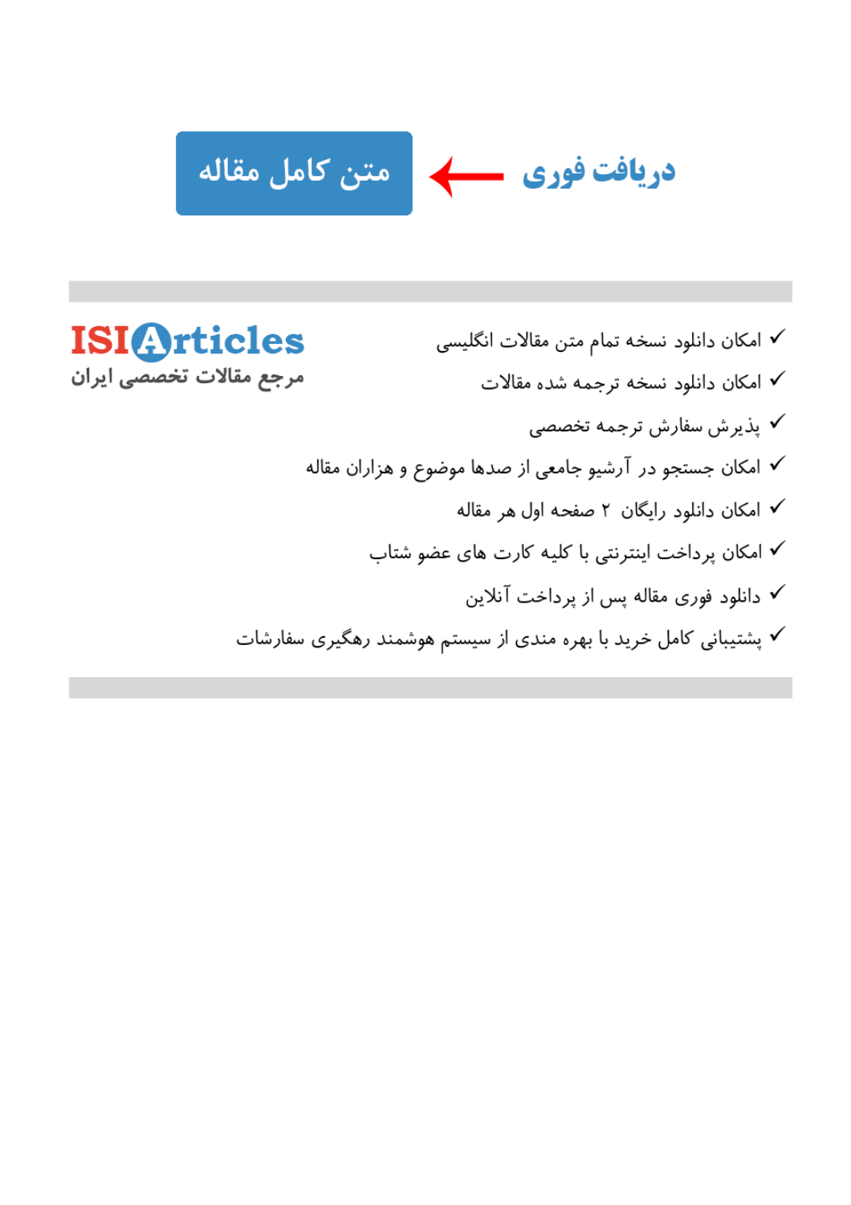دریافت فوری ← متن کامل مقاله

**ISIArticles**
مرجع مقالات تخصصی ایران

- ✓ امکان دانلود نسخه تمام متن مقالات انگلیسی
- ✓ امکان دانلود نسخه ترجمه شده مقالات
- ✓ پذیرش سفارش ترجمه تخصصی
- ✓ امکان جستجو در آرشیو جامعی از صدها موضوع و هزاران مقاله
- ✓ امکان دانلود رایگان ۲ صفحه اول هر مقاله
- ✓ امکان پرداخت اینترنتی با کلیه کارت های عضو شتاب
- ✓ دانلود فوری مقاله پس از پرداخت آنلاین
- ✓ پشتیبانی کامل خرید با بهره مندی از سیستم هوشمند رهگیری سفارشات